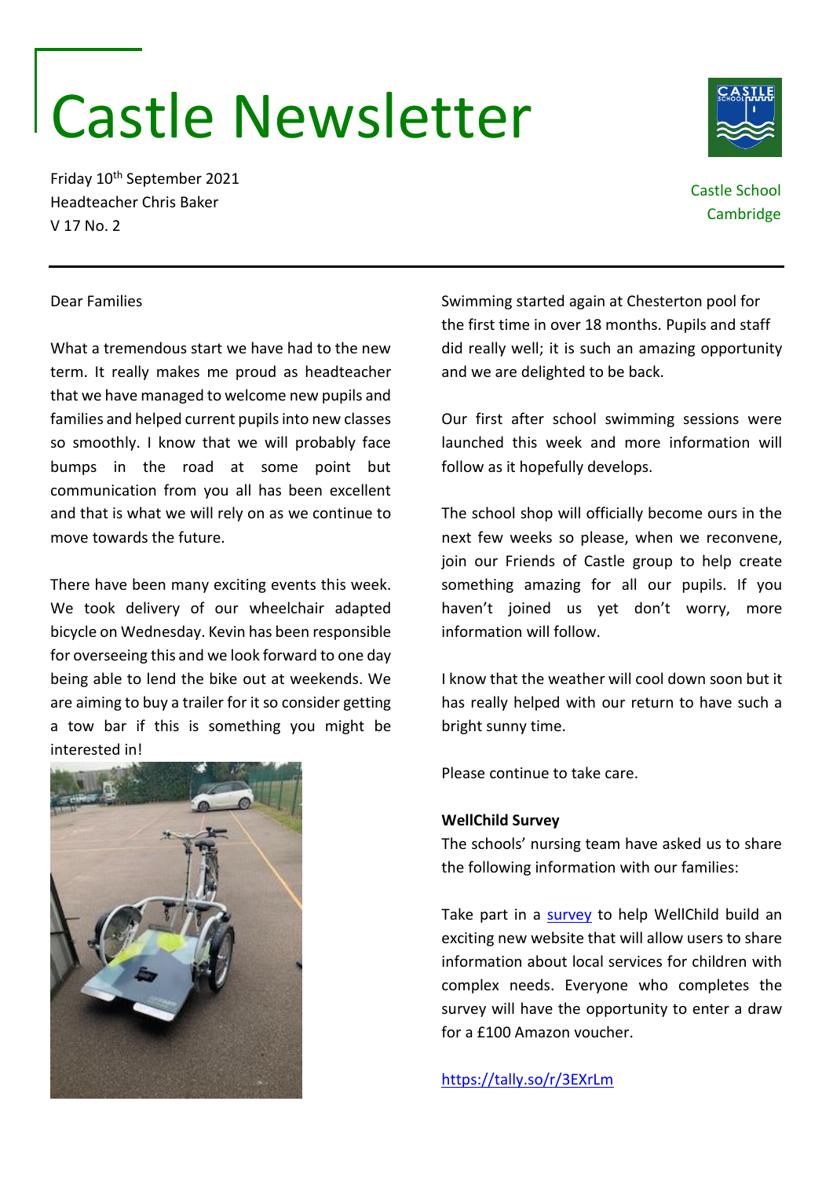# Castle Newsletter

Friday 10th September 2021
Headteacher Chris Baker
V 17 No. 2

Castle School
Cambridge

---

Dear Families

What a tremendous start we have had to the new term. It really makes me proud as headteacher that we have managed to welcome new pupils and families and helped current pupils into new classes so smoothly. I know that we will probably face bumps in the road at some point but communication from you all has been excellent and that is what we will rely on as we continue to move towards the future.

There have been many exciting events this week. We took delivery of our wheelchair adapted bicycle on Wednesday. Kevin has been responsible for overseeing this and we look forward to one day being able to lend the bike out at weekends. We are aiming to buy a trailer for it so consider getting a tow bar if this is something you might be interested in!

Swimming started again at Chesterton pool for the first time in over 18 months. Pupils and staff did really well; it is such an amazing opportunity and we are delighted to be back.

Our first after school swimming sessions were launched this week and more information will follow as it hopefully develops.

The school shop will officially become ours in the next few weeks so please, when we reconvene, join our Friends of Castle group to help create something amazing for all our pupils. If you haven't joined us yet don't worry, more information will follow.

I know that the weather will cool down soon but it has really helped with our return to have such a bright sunny time.

Please continue to take care.

**WellChild Survey**

The schools' nursing team have asked us to share the following information with our families:

Take part in a [survey](https://tally.so/r/3EXrLm) to help WellChild build an exciting new website that will allow users to share information about local services for children with complex needs. Everyone who completes the survey will have the opportunity to enter a draw for a £100 Amazon voucher.

https://tally.so/r/3EXrLm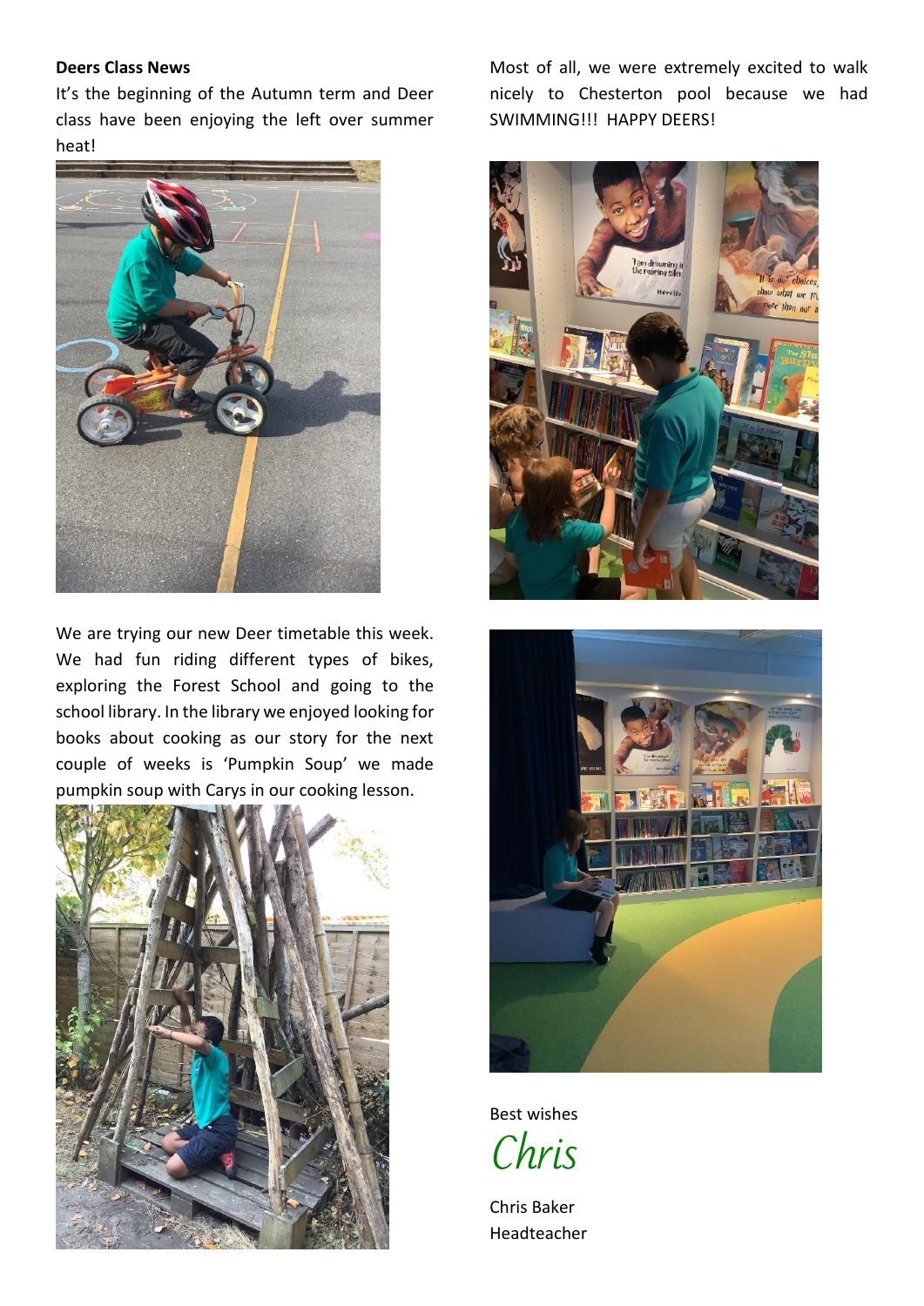**Deers Class News**

It's the beginning of the Autumn term and Deer class have been enjoying the left over summer heat!

We are trying our new Deer timetable this week. We had fun riding different types of bikes, exploring the Forest School and going to the school library. In the library we enjoyed looking for books about cooking as our story for the next couple of weeks is 'Pumpkin Soup' we made pumpkin soup with Carys in our cooking lesson.

Most of all, we were extremely excited to walk nicely to Chesterton pool because we had SWIMMING!!! HAPPY DEERS!

Best wishes

*Chris*

Chris Baker
Headteacher